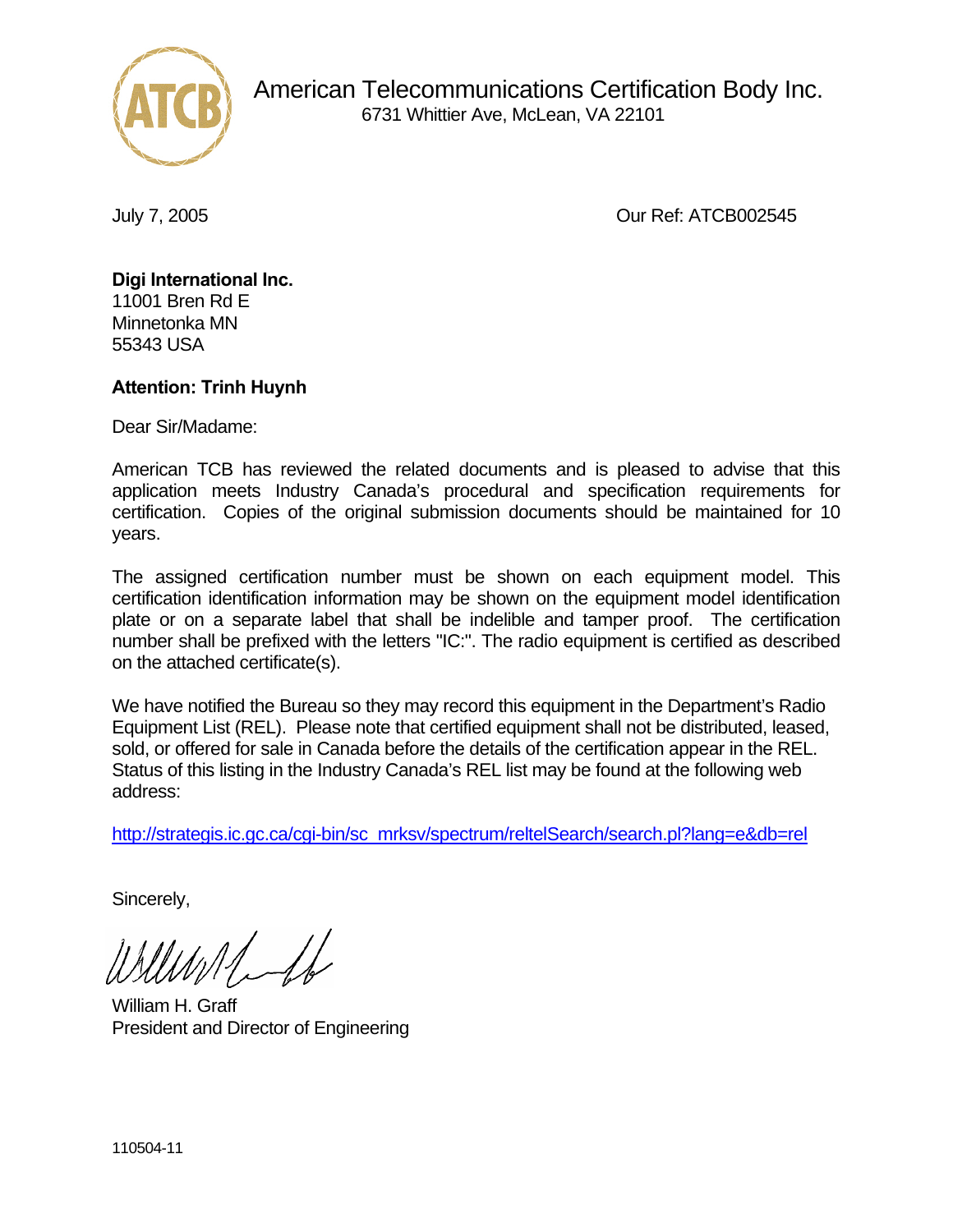# American Telecommunications Certification Body Inc.

6731 Whittier Ave, McLean, VA 22101

July 7, 2005

Our Ref: ATCB002545

**Digi International Inc.**
11001 Bren Rd E
Minnetonka MN
55343 USA

**Attention: Trinh Huynh**

Dear Sir/Madame:

American TCB has reviewed the related documents and is pleased to advise that this application meets Industry Canada's procedural and specification requirements for certification. Copies of the original submission documents should be maintained for 10 years.

The assigned certification number must be shown on each equipment model. This certification identification information may be shown on the equipment model identification plate or on a separate label that shall be indelible and tamper proof. The certification number shall be prefixed with the letters "IC:". The radio equipment is certified as described on the attached certificate(s).

We have notified the Bureau so they may record this equipment in the Department's Radio Equipment List (REL). Please note that certified equipment shall not be distributed, leased, sold, or offered for sale in Canada before the details of the certification appear in the REL. Status of this listing in the Industry Canada's REL list may be found at the following web address:

http://strategis.ic.gc.ca/cgi-bin/sc_mrksv/spectrum/reltelSearch/search.pl?lang=e&db=rel

Sincerely,

William H. Graff
President and Director of Engineering

110504-11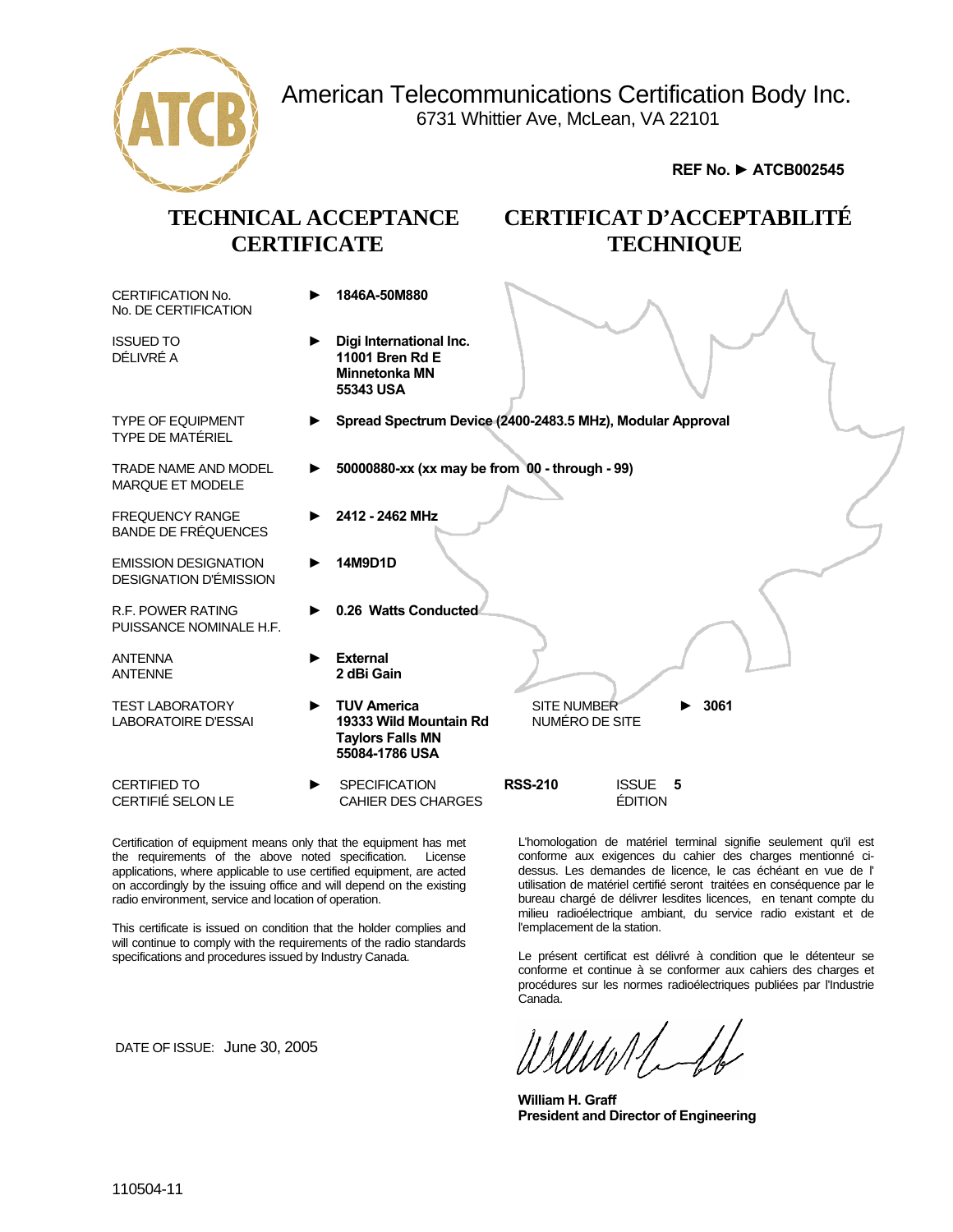American Telecommunications Certification Body Inc.
6731 Whittier Ave, McLean, VA 22101

**REF No. ► ATCB002545**

# TECHNICAL ACCEPTANCE CERTIFICATE

# CERTIFICAT D'ACCEPTABILITÉ TECHNIQUE

| | | |
|---|---|---|
| CERTIFICATION No.<br>No. DE CERTIFICATION | ► | **1846A-50M880** |
| ISSUED TO<br>DÉLIVRÉ A | ► | **Digi International Inc.<br>11001 Bren Rd E<br>Minnetonka MN<br>55343 USA** |
| TYPE OF EQUIPMENT<br>TYPE DE MATÉRIEL | ► | **Spread Spectrum Device (2400-2483.5 MHz), Modular Approval** |
| TRADE NAME AND MODEL<br>MARQUE ET MODELE | ► | **50000880-xx (xx may be from 00 - through - 99)** |
| FREQUENCY RANGE<br>BANDE DE FRÉQUENCES | ► | **2412 - 2462 MHz** |
| EMISSION DESIGNATION<br>DESIGNATION D'ÉMISSION | ► | **14M9D1D** |
| R.F. POWER RATING<br>PUISSANCE NOMINALE H.F. | ► | **0.26 Watts Conducted** |
| ANTENNA<br>ANTENNE | ► | **External<br>2 dBi Gain** |
| TEST LABORATORY<br>LABORATOIRE D'ESSAI | ► | **TUV America<br>19333 Wild Mountain Rd<br>Taylors Falls MN<br>55084-1786 USA**<br>SITE NUMBER / NUMÉRO DE SITE ► **3061** |
| CERTIFIED TO<br>CERTIFIÉ SELON LE | ► | SPECIFICATION / CAHIER DES CHARGES **RSS-210** ISSUE / ÉDITION **5** |

Certification of equipment means only that the equipment has met the requirements of the above noted specification. License applications, where applicable to use certified equipment, are acted on accordingly by the issuing office and will depend on the existing radio environment, service and location of operation.

This certificate is issued on condition that the holder complies and will continue to comply with the requirements of the radio standards specifications and procedures issued by Industry Canada.

L'homologation de matériel terminal signifie seulement qu'il est conforme aux exigences du cahier des charges mentionné ci-dessus. Les demandes de licence, le cas échéant en vue de l' utilisation de matériel certifié seront traitées en conséquence par le bureau chargé de délivrer lesdites licences, en tenant compte du milieu radioélectrique ambiant, du service radio existant et de l'emplacement de la station.

Le présent certificat est délivré à condition que le détenteur se conforme et continue à se conformer aux cahiers des charges et procédures sur les normes radioélectriques publiées par l'Industrie Canada.

DATE OF ISSUE: June 30, 2005

**William H. Graff**
**President and Director of Engineering**

110504-11